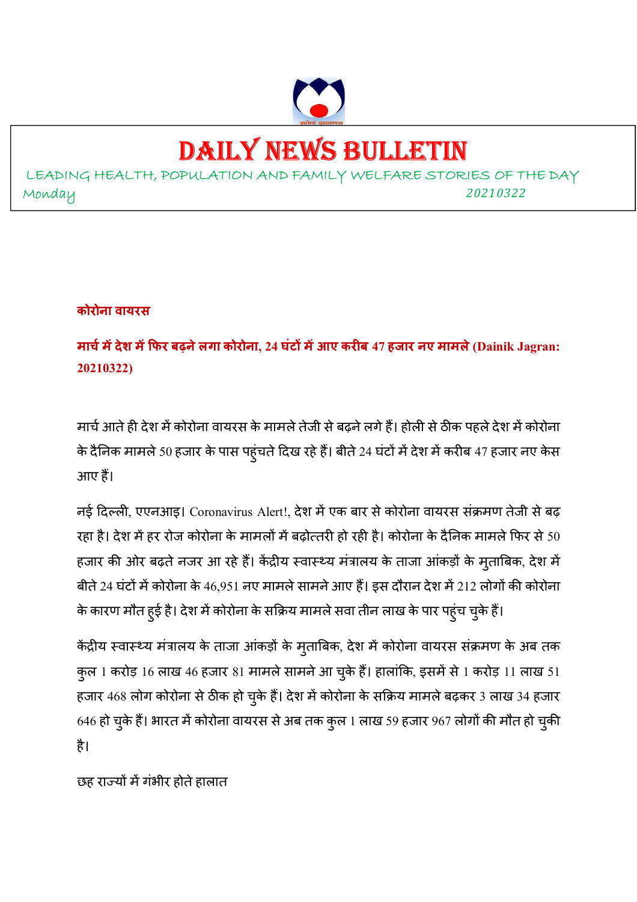# DAILY NEWS BULLETIN

LEADING HEALTH, POPULATION AND FAMILY WELFARE STORIES OF THE DAY

Monday 20210322

**कोरोना वायरस**

**मार्च में देश में फिर बढ़ने लगा कोरोना, 24 घंटों में आए करीब 47 हजार नए मामले (Dainik Jagran: 20210322)**

मार्च आते ही देश में कोरोना वायरस के मामले तेजी से बढ़ने लगे हैं। होली से ठीक पहले देश में कोरोना के दैनिक मामले 50 हजार के पास पहुंचते दिख रहे हैं। बीते 24 घंटों में देश में करीब 47 हजार नए केस आए हैं।

नई दिल्ली, एएनआइ। Coronavirus Alert!, देश में एक बार से कोरोना वायरस संक्रमण तेजी से बढ़ रहा है। देश में हर रोज कोरोना के मामलों में बढ़ोत्तरी हो रही है। कोरोना के दैनिक मामले फिर से 50 हजार की ओर बढ़ते नजर आ रहे हैं। केंद्रीय स्वास्थ्य मंत्रालय के ताजा आंकड़ों के मुताबिक, देश में बीते 24 घंटों में कोरोना के 46,951 नए मामले सामने आए हैं। इस दौरान देश में 212 लोगों की कोरोना के कारण मौत हुई है। देश में कोरोना के सक्रिय मामले सवा तीन लाख के पार पहुंच चुके हैं।

केंद्रीय स्वास्थ्य मंत्रालय के ताजा आंकड़ों के मुताबिक, देश में कोरोना वायरस संक्रमण के अब तक कुल 1 करोड़ 16 लाख 46 हजार 81 मामले सामने आ चुके हैं। हालांकि, इसमें से 1 करोड़ 11 लाख 51 हजार 468 लोग कोरोना से ठीक हो चुके हैं। देश में कोरोना के सक्रिय मामले बढ़कर 3 लाख 34 हजार 646 हो चुके हैं। भारत में कोरोना वायरस से अब तक कुल 1 लाख 59 हजार 967 लोगों की मौत हो चुकी है।

छह राज्यों में गंभीर होते हालात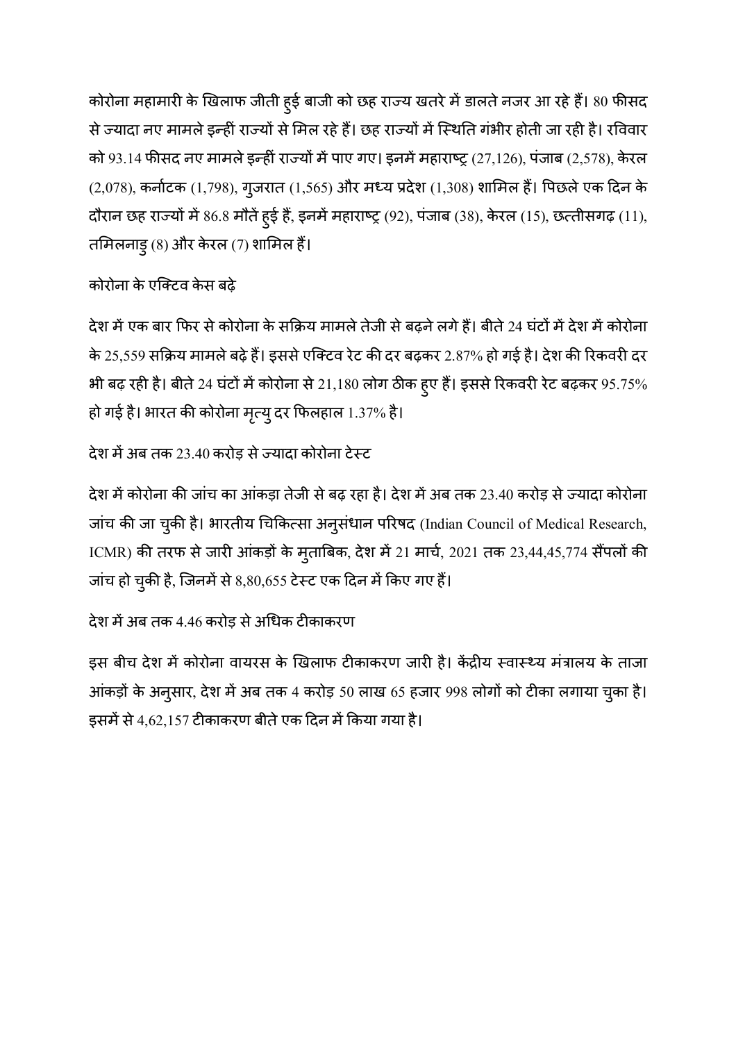कोरोना महामारी के खिलाफ जीती हुई बाजी को छह राज्य खतरे में डालते नजर आ रहे हैं। 80 फीसद से ज्यादा नए मामले इन्हीं राज्यों से मिल रहे हैं। छह राज्यों में स्थिति गंभीर होती जा रही है। रविवार को 93.14 फीसद नए मामले इन्हीं राज्यों में पाए गए। इनमें महाराष्ट्र (27,126), पंजाब (2,578), केरल (2,078), कर्नाटक (1,798), गुजरात (1,565) और मध्य प्रदेश (1,308) शामिल हैं। पिछले एक दिन के दौरान छह राज्यों में 86.8 मौतें हुई हैं, इनमें महाराष्ट्र (92), पंजाब (38), केरल (15), छत्तीसगढ़ (11), तमिलनाडु (8) और केरल (7) शामिल हैं।

## कोरोना के एक्टिव केस बढ़े

देश में एक बार फिर से कोरोना के सक्रिय मामले तेजी से बढ़ने लगे हैं। बीते 24 घंटों में देश में कोरोना के 25,559 सक्रिय मामले बढ़े हैं। इससे एक्टिव रेट की दर बढ़कर 2.87% हो गई है। देश की रिकवरी दर भी बढ़ रही है। बीते 24 घंटों में कोरोना से 21,180 लोग ठीक हुए हैं। इससे रिकवरी रेट बढ़कर 95.75% हो गई है। भारत की कोरोना मृत्यु दर फिलहाल 1.37% है।

## देश में अब तक 23.40 करोड़ से ज्यादा कोरोना टेस्ट

देश में कोरोना की जांच का आंकड़ा तेजी से बढ़ रहा है। देश में अब तक 23.40 करोड़ से ज्यादा कोरोना जांच की जा चुकी है। भारतीय चिकित्सा अनुसंधान परिषद (Indian Council of Medical Research, ICMR) की तरफ से जारी आंकड़ों के मुताबिक, देश में 21 मार्च, 2021 तक 23,44,45,774 सैंपलों की जांच हो चुकी है, जिनमें से 8,80,655 टेस्ट एक दिन में किए गए हैं।

## देश में अब तक 4.46 करोड़ से अधिक टीकाकरण

इस बीच देश में कोरोना वायरस के खिलाफ टीकाकरण जारी है। केंद्रीय स्वास्थ्य मंत्रालय के ताजा आंकड़ों के अनुसार, देश में अब तक 4 करोड़ 50 लाख 65 हजार 998 लोगों को टीका लगाया चुका है। इसमें से 4,62,157 टीकाकरण बीते एक दिन में किया गया है।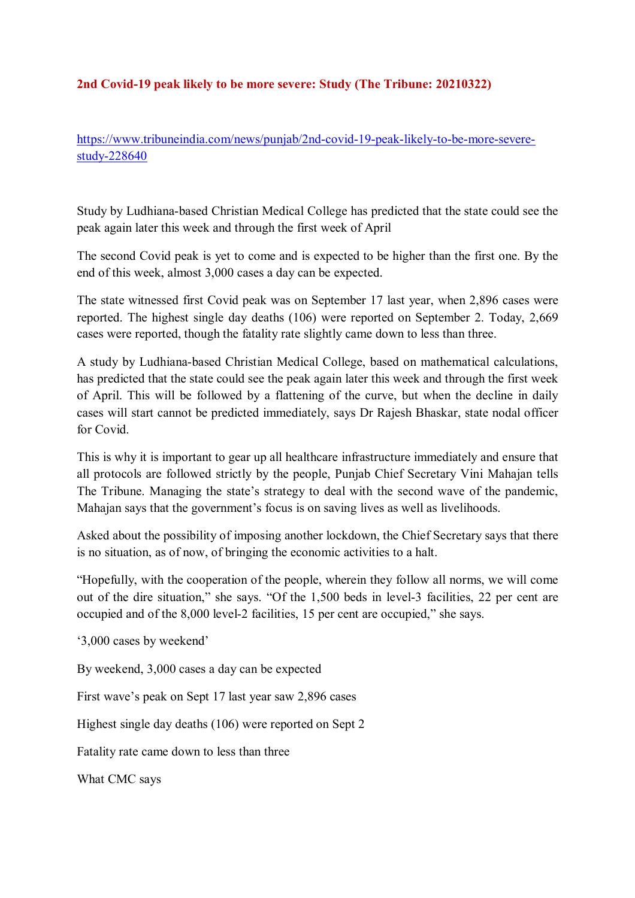**2nd Covid-19 peak likely to be more severe: Study (The Tribune: 20210322)**

https://www.tribuneindia.com/news/punjab/2nd-covid-19-peak-likely-to-be-more-severe-study-228640

Study by Ludhiana-based Christian Medical College has predicted that the state could see the peak again later this week and through the first week of April

The second Covid peak is yet to come and is expected to be higher than the first one. By the end of this week, almost 3,000 cases a day can be expected.

The state witnessed first Covid peak was on September 17 last year, when 2,896 cases were reported. The highest single day deaths (106) were reported on September 2. Today, 2,669 cases were reported, though the fatality rate slightly came down to less than three.

A study by Ludhiana-based Christian Medical College, based on mathematical calculations, has predicted that the state could see the peak again later this week and through the first week of April. This will be followed by a flattening of the curve, but when the decline in daily cases will start cannot be predicted immediately, says Dr Rajesh Bhaskar, state nodal officer for Covid.

This is why it is important to gear up all healthcare infrastructure immediately and ensure that all protocols are followed strictly by the people, Punjab Chief Secretary Vini Mahajan tells The Tribune. Managing the state's strategy to deal with the second wave of the pandemic, Mahajan says that the government's focus is on saving lives as well as livelihoods.

Asked about the possibility of imposing another lockdown, the Chief Secretary says that there is no situation, as of now, of bringing the economic activities to a halt.

"Hopefully, with the cooperation of the people, wherein they follow all norms, we will come out of the dire situation," she says. "Of the 1,500 beds in level-3 facilities, 22 per cent are occupied and of the 8,000 level-2 facilities, 15 per cent are occupied," she says.

'3,000 cases by weekend'

By weekend, 3,000 cases a day can be expected

First wave's peak on Sept 17 last year saw 2,896 cases

Highest single day deaths (106) were reported on Sept 2

Fatality rate came down to less than three

What CMC says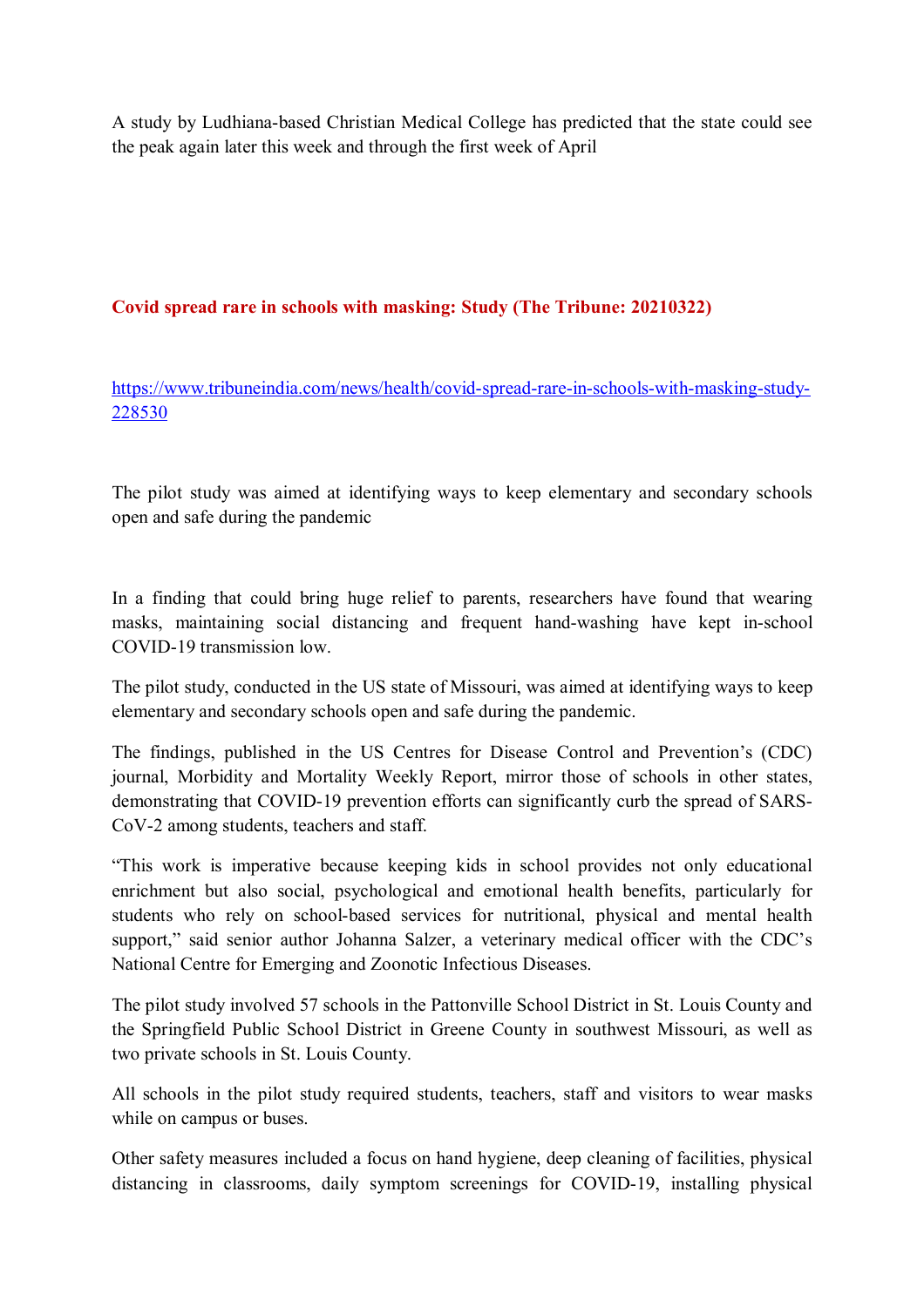A study by Ludhiana-based Christian Medical College has predicted that the state could see the peak again later this week and through the first week of April

## Covid spread rare in schools with masking: Study (The Tribune: 20210322)

https://www.tribuneindia.com/news/health/covid-spread-rare-in-schools-with-masking-study-228530

The pilot study was aimed at identifying ways to keep elementary and secondary schools open and safe during the pandemic

In a finding that could bring huge relief to parents, researchers have found that wearing masks, maintaining social distancing and frequent hand-washing have kept in-school COVID-19 transmission low.

The pilot study, conducted in the US state of Missouri, was aimed at identifying ways to keep elementary and secondary schools open and safe during the pandemic.

The findings, published in the US Centres for Disease Control and Prevention's (CDC) journal, Morbidity and Mortality Weekly Report, mirror those of schools in other states, demonstrating that COVID-19 prevention efforts can significantly curb the spread of SARS-CoV-2 among students, teachers and staff.

"This work is imperative because keeping kids in school provides not only educational enrichment but also social, psychological and emotional health benefits, particularly for students who rely on school-based services for nutritional, physical and mental health support," said senior author Johanna Salzer, a veterinary medical officer with the CDC's National Centre for Emerging and Zoonotic Infectious Diseases.

The pilot study involved 57 schools in the Pattonville School District in St. Louis County and the Springfield Public School District in Greene County in southwest Missouri, as well as two private schools in St. Louis County.

All schools in the pilot study required students, teachers, staff and visitors to wear masks while on campus or buses.

Other safety measures included a focus on hand hygiene, deep cleaning of facilities, physical distancing in classrooms, daily symptom screenings for COVID-19, installing physical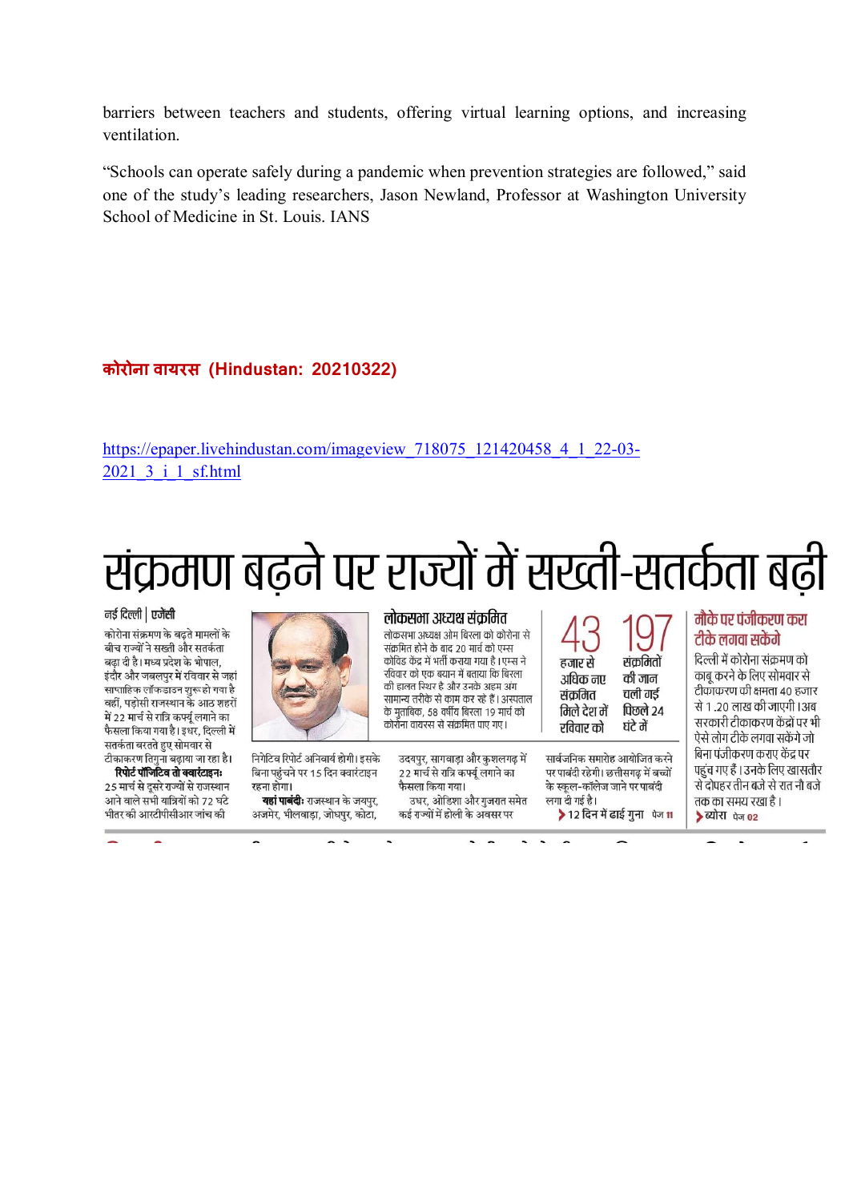barriers between teachers and students, offering virtual learning options, and increasing ventilation.

"Schools can operate safely during a pandemic when prevention strategies are followed," said one of the study's leading researchers, Jason Newland, Professor at Washington University School of Medicine in St. Louis. IANS

**कोरोना वायरस (Hindustan: 20210322)**

https://epaper.livehindustan.com/imageview_718075_121420458_4_1_22-03-2021_3_i_1_sf.html

# संक्रमण बढ़ने पर राज्यों में सख्ती-सतर्कता बढ़ी

नई दिल्ली | एजेंसी

कोरोना संक्रमण के बढ़ते मामलों के बीच राज्यों ने सख्ती और सतर्कता बढ़ा दी है। मध्य प्रदेश के भोपाल, इंदौर और जबलपुर में रविवार से जहां साप्ताहिक लॉकडाउन शुरू हो गया है वहीं, पड़ोसी राजस्थान के आठ शहरों में 22 मार्च से रात्रि कर्फ्यू लगाने का फैसला किया गया है। इधर, दिल्ली में सतर्कता बरतते हुए सोमवार से टीकाकरण तिगुना बढ़ाया जा रहा है।

**रिपोर्ट पॉजिटिव तो क्वारंटाइनः** 25 मार्च से दूसरे राज्यों से राजस्थान आने वाले सभी यात्रियों को 72 घंटे भीतर की आरटीपीसीआर जांच की निगेटिव रिपोर्ट अनिवार्य होगी। इसके बिना पहुंचने पर 15 दिन क्वारंटाइन रहना होगा।

**यहां पाबंदीः** राजस्थान के जयपुर, अजमेर, भीलवाड़ा, जोधपुर, कोटा, उदयपुर, सागवाड़ा और कुशलगढ़ में 22 मार्च से रात्रि कर्फ्यू लगाने का फैसला किया गया।

उधर, ओडिशा और गुजरात समेत कई राज्यों में होली के अवसर पर सार्वजनिक समारोह आयोजित करने पर पाबंदी रहेगी। छत्तीसगढ़ में बच्चों के स्कूल-कॉलेज जाने पर पाबंदी लगा दी गई है।

## लोकसभा अध्यक्ष संक्रमित

लोकसभा अध्यक्ष ओम बिरला को कोरोना से संक्रमित होने के बाद 20 मार्च को एम्स कोविड केंद्र में भर्ती कराया गया है। एम्स ने रविवार को एक बयान में बताया कि बिरला की हालत स्थिर है और उनके अहम अंग सामान्य तरीके से काम कर रहे हैं। अस्पताल के मुताबिक, 58 वर्षीय बिरला 19 मार्च को कोरोना वायरस से संक्रमित पाए गए।

**43** हजार से अधिक नए संक्रमित मिले देश में रविवार को

**197** संक्रमितों की जान चली गई पिछले 24 घंटे में

> 12 दिन में ढाई गुना पेज 11

## मौके पर पंजीकरण करा टीके लगवा सकेंगे

दिल्ली में कोरोना संक्रमण को काबू करने के लिए सोमवार से टीकाकरण की क्षमता 40 हजार से 1.20 लाख की जाएगी। अब सरकारी टीकाकरण केंद्रों पर भी ऐसे लोग टीके लगवा सकेंगे जो बिना पंजीकरण कराए केंद्र पर पहुंच गए हैं। उनके लिए खासतौर से दोपहर तीन बजे से रात नौ बजे तक का समय रखा है।

> ब्योरा पेज 02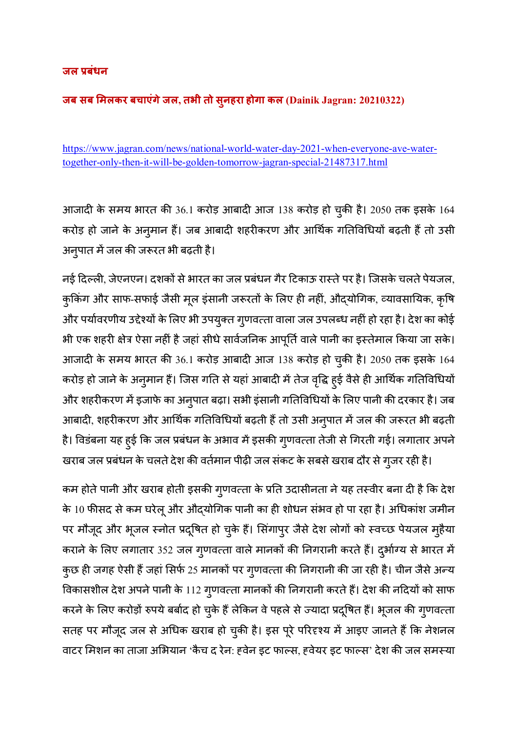## जल प्रबंधन

### जब सब मिलकर बचाएंगे जल, तभी तो सुनहरा होगा कल (Dainik Jagran: 20210322)

https://www.jagran.com/news/national-world-water-day-2021-when-everyone-ave-water-together-only-then-it-will-be-golden-tomorrow-jagran-special-21487317.html

आजादी के समय भारत की 36.1 करोड़ आबादी आज 138 करोड़ हो चुकी है। 2050 तक इसके 164 करोड़ हो जाने के अनुमान हैं। जब आबादी शहरीकरण और आर्थिक गतिविधियों बढ़ती हैं तो उसी अनुपात में जल की जरूरत भी बढ़ती है।

नई दिल्ली, जेएनएन। दशकों से भारत का जल प्रबंधन गैर टिकाऊ रास्ते पर है। जिसके चलते पेयजल, कुकिंग और साफ-सफाई जैसी मूल इंसानी जरूरतों के लिए ही नहीं, औद्योगिक, व्यावसायिक, कृषि और पर्यावरणीय उद्देश्यों के लिए भी उपयुक्त गुणवत्ता वाला जल उपलब्ध नहीं हो रहा है। देश का कोई भी एक शहरी क्षेत्र ऐसा नहीं है जहां सीधे सार्वजनिक आपूर्ति वाले पानी का इस्तेमाल किया जा सके। आजादी के समय भारत की 36.1 करोड़ आबादी आज 138 करोड़ हो चुकी है। 2050 तक इसके 164 करोड़ हो जाने के अनुमान हैं। जिस गति से यहां आबादी में तेज वृद्धि हुई वैसे ही आर्थिक गतिविधियों और शहरीकरण में इजाफे का अनुपात बढ़ा। सभी इंसानी गतिविधियों के लिए पानी की दरकार है। जब आबादी, शहरीकरण और आर्थिक गतिविधियों बढ़ती हैं तो उसी अनुपात में जल की जरूरत भी बढ़ती है। विडंबना यह हुई कि जल प्रबंधन के अभाव में इसकी गुणवत्ता तेजी से गिरती गई। लगातार अपने खराब जल प्रबंधन के चलते देश की वर्तमान पीढ़ी जल संकट के सबसे खराब दौर से गुजर रही है।

कम होते पानी और खराब होती इसकी गुणवत्ता के प्रति उदासीनता ने यह तस्वीर बना दी है कि देश के 10 फीसद से कम घरेलू और औद्योगिक पानी का ही शोधन संभव हो पा रहा है। अधिकांश जमीन पर मौजूद और भूजल स्नोत प्रदूषित हो चुके हैं। सिंगापुर जैसे देश लोगों को स्वच्छ पेयजल मुहैया कराने के लिए लगातार 352 जल गुणवत्ता वाले मानकों की निगरानी करते हैं। दुर्भाग्य से भारत में कुछ ही जगह ऐसी हैं जहां सिर्फ 25 मानकों पर गुणवत्ता की निगरानी की जा रही है। चीन जैसे अन्य विकासशील देश अपने पानी के 112 गुणवत्ता मानकों की निगरानी करते हैं। देश की नदियों को साफ करने के लिए करोड़ों रुपये बर्बाद हो चुके हैं लेकिन वे पहले से ज्यादा प्रदूषित हैं। भूजल की गुणवत्ता सतह पर मौजूद जल से अधिक खराब हो चुकी है। इस पूरे परिदृश्य में आइए जानते हैं कि नेशनल वाटर मिशन का ताजा अभियान 'कैच द रेन: व्हेन इट फाल्स, व्हेयर इट फाल्स' देश की जल समस्या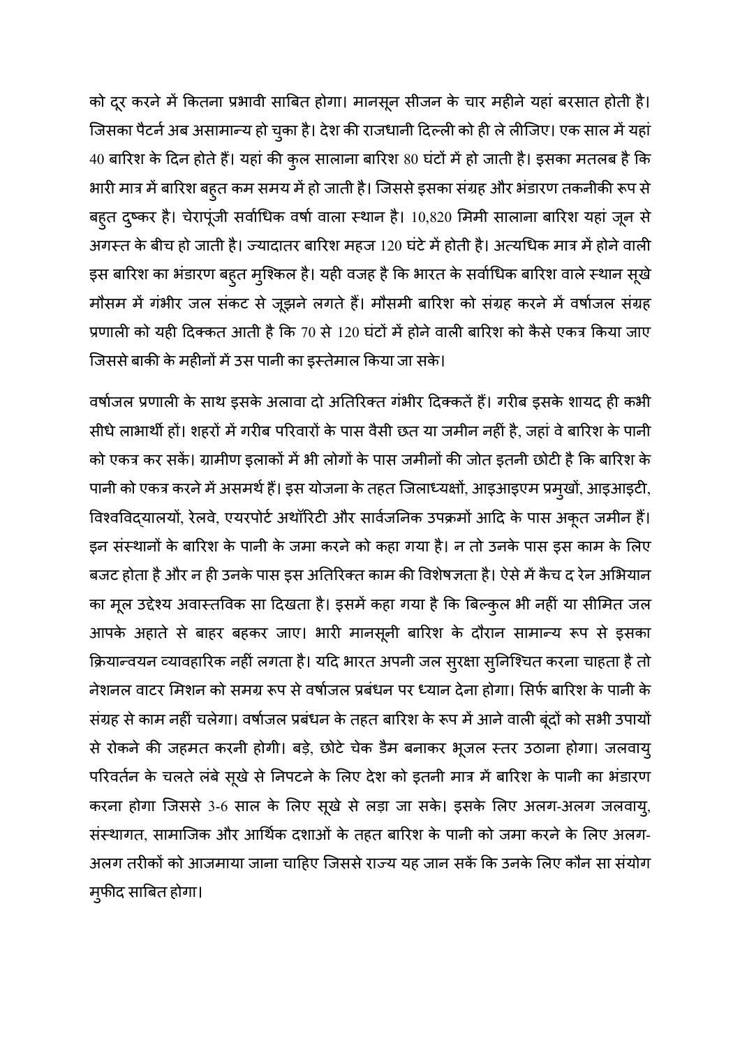को दूर करने में कितना प्रभावी साबित होगा। मानसून सीजन के चार महीने यहां बरसात होती है। जिसका पैटर्न अब असामान्य हो चुका है। देश की राजधानी दिल्ली को ही ले लीजिए। एक साल में यहां 40 बारिश के दिन होते हैं। यहां की कुल सालाना बारिश 80 घंटों में हो जाती है। इसका मतलब है कि भारी मात्र में बारिश बहुत कम समय में हो जाती है। जिससे इसका संग्रह और भंडारण तकनीकी रूप से बहुत दुष्कर है। चेरापूंजी सर्वाधिक वर्षा वाला स्थान है। 10,820 मिमी सालाना बारिश यहां जून से अगस्त के बीच हो जाती है। ज्यादातर बारिश महज 120 घंटे में होती है। अत्यधिक मात्र में होने वाली इस बारिश का भंडारण बहुत मुश्किल है। यही वजह है कि भारत के सर्वाधिक बारिश वाले स्थान सूखे मौसम में गंभीर जल संकट से जूझने लगते हैं। मौसमी बारिश को संग्रह करने में वर्षाजल संग्रह प्रणाली को यही दिक्कत आती है कि 70 से 120 घंटों में होने वाली बारिश को कैसे एकत्र किया जाए जिससे बाकी के महीनों में उस पानी का इस्तेमाल किया जा सके।

वर्षाजल प्रणाली के साथ इसके अलावा दो अतिरिक्त गंभीर दिक्कतें हैं। गरीब इसके शायद ही कभी सीधे लाभार्थी हों। शहरों में गरीब परिवारों के पास वैसी छत या जमीन नहीं है, जहां वे बारिश के पानी को एकत्र कर सकें। ग्रामीण इलाकों में भी लोगों के पास जमीनों की जोत इतनी छोटी है कि बारिश के पानी को एकत्र करने में असमर्थ हैं। इस योजना के तहत जिलाध्यक्षों, आइआइएम प्रमुखों, आइआइटी, विश्वविद्यालयों, रेलवे, एयरपोर्ट अथॉरिटी और सार्वजनिक उपक्रमों आदि के पास अकूत जमीन हैं। इन संस्थानों के बारिश के पानी के जमा करने को कहा गया है। न तो उनके पास इस काम के लिए बजट होता है और न ही उनके पास इस अतिरिक्त काम की विशेषज्ञता है। ऐसे में कैच द रेन अभियान का मूल उद्देश्य अवास्तविक सा दिखता है। इसमें कहा गया है कि बिल्कुल भी नहीं या सीमित जल आपके अहाते से बाहर बहकर जाए। भारी मानसूनी बारिश के दौरान सामान्य रूप से इसका क्रियान्वयन व्यावहारिक नहीं लगता है। यदि भारत अपनी जल सुरक्षा सुनिश्चित करना चाहता है तो नेशनल वाटर मिशन को समग्र रूप से वर्षाजल प्रबंधन पर ध्यान देना होगा। सिर्फ बारिश के पानी के संग्रह से काम नहीं चलेगा। वर्षाजल प्रबंधन के तहत बारिश के रूप में आने वाली बूंदों को सभी उपायों से रोकने की जहमत करनी होगी। बड़े, छोटे चेक डैम बनाकर भूजल स्तर उठाना होगा। जलवायु परिवर्तन के चलते लंबे सूखे से निपटने के लिए देश को इतनी मात्र में बारिश के पानी का भंडारण करना होगा जिससे 3-6 साल के लिए सूखे से लड़ा जा सके। इसके लिए अलग-अलग जलवायु, संस्थागत, सामाजिक और आर्थिक दशाओं के तहत बारिश के पानी को जमा करने के लिए अलग-अलग तरीकों को आजमाया जाना चाहिए जिससे राज्य यह जान सकें कि उनके लिए कौन सा संयोग मुफीद साबित होगा।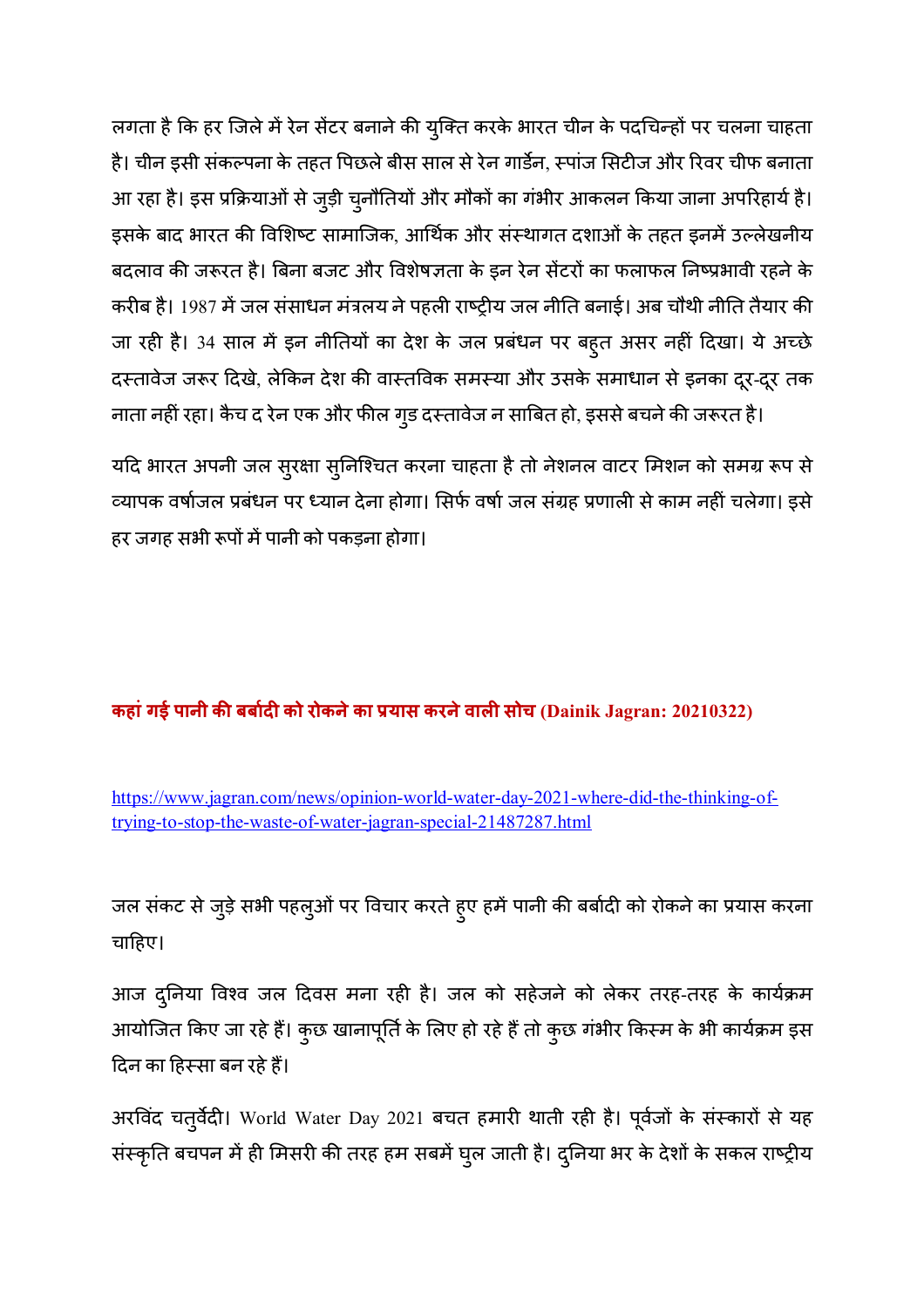लगता है कि हर जिले में रेन सेंटर बनाने की युक्ति करके भारत चीन के पदचिन्हों पर चलना चाहता है। चीन इसी संकल्पना के तहत पिछले बीस साल से रेन गार्डेन, स्पांज सिटीज और रिवर चीफ बनाता आ रहा है। इस प्रक्रियाओं से जुड़ी चुनौतियों और मौकों का गंभीर आकलन किया जाना अपरिहार्य है। इसके बाद भारत की विशिष्ट सामाजिक, आर्थिक और संस्थागत दशाओं के तहत इनमें उल्लेखनीय बदलाव की जरूरत है। बिना बजट और विशेषज्ञता के इन रेन सेंटरों का फलाफल निष्प्रभावी रहने के करीब है। 1987 में जल संसाधन मंत्रलय ने पहली राष्ट्रीय जल नीति बनाई। अब चौथी नीति तैयार की जा रही है। 34 साल में इन नीतियों का देश के जल प्रबंधन पर बहुत असर नहीं दिखा। ये अच्छे दस्तावेज जरूर दिखे, लेकिन देश की वास्तविक समस्या और उसके समाधान से इनका दूर-दूर तक नाता नहीं रहा। कैच द रेन एक और फील गुड दस्तावेज न साबित हो, इससे बचने की जरूरत है।

यदि भारत अपनी जल सुरक्षा सुनिश्चित करना चाहता है तो नेशनल वाटर मिशन को समग्र रूप से व्यापक वर्षाजल प्रबंधन पर ध्यान देना होगा। सिर्फ वर्षा जल संग्रह प्रणाली से काम नहीं चलेगा। इसे हर जगह सभी रूपों में पानी को पकड़ना होगा।

## कहां गई पानी की बर्बादी को रोकने का प्रयास करने वाली सोच (Dainik Jagran: 20210322)

https://www.jagran.com/news/opinion-world-water-day-2021-where-did-the-thinking-of-trying-to-stop-the-waste-of-water-jagran-special-21487287.html

जल संकट से जुड़े सभी पहलुओं पर विचार करते हुए हमें पानी की बर्बादी को रोकने का प्रयास करना चाहिए।

आज दुनिया विश्व जल दिवस मना रही है। जल को सहेजने को लेकर तरह-तरह के कार्यक्रम आयोजित किए जा रहे हैं। कुछ खानापूर्ति के लिए हो रहे हैं तो कुछ गंभीर किस्म के भी कार्यक्रम इस दिन का हिस्सा बन रहे हैं।

अरविंद चतुर्वेदी। World Water Day 2021 बचत हमारी थाती रही है। पूर्वजों के संस्कारों से यह संस्कृति बचपन में ही मिसरी की तरह हम सबमें घुल जाती है। दुनिया भर के देशों के सकल राष्ट्रीय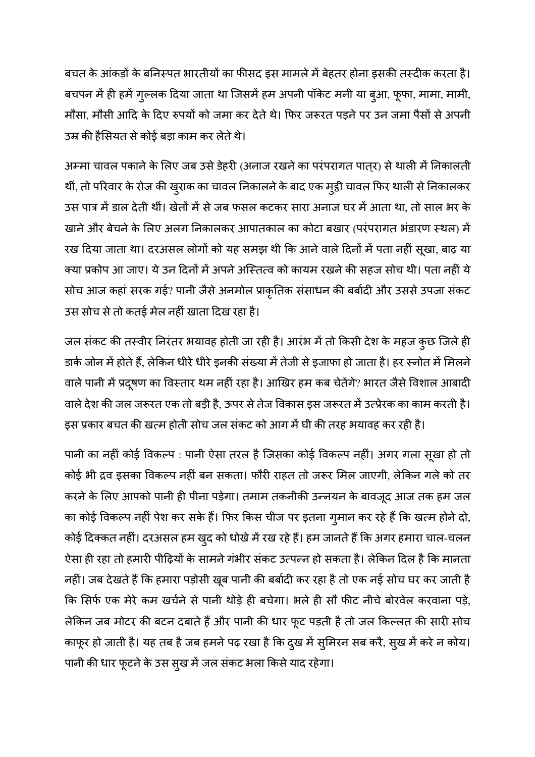बचत के आंकड़ों के बनिस्पत भारतीयों का फीसद इस मामले में बेहतर होना इसकी तस्दीक करता है। बचपन में ही हमें गुल्लक दिया जाता था जिसमें हम अपनी पॉकेट मनी या बुआ, फूफा, मामा, मामी, मौसा, मौसी आदि के दिए रुपयों को जमा कर देते थे। फिर जरूरत पड़ने पर उन जमा पैसों से अपनी उम्र की हैसियत से कोई बड़ा काम कर लेते थे।

अम्मा चावल पकाने के लिए जब उसे डेहरी (अनाज रखने का परंपरागत पात्र) से थाली में निकालती थीं, तो परिवार के रोज की खुराक का चावल निकालने के बाद एक मुट्ठी चावल फिर थाली से निकालकर उस पात्र में डाल देती थीं। खेतों में से जब फसल कटकर सारा अनाज घर में आता था, तो साल भर के खाने और बेचने के लिए अलग निकालकर आपातकाल का कोटा बखार (परंपरागत भंडारण स्थल) में रख दिया जाता था। दरअसल लोगों को यह समझ थी कि आने वाले दिनों में पता नहीं सूखा, बाढ़ या क्या प्रकोप आ जाए। ये उन दिनों में अपने अस्तित्व को कायम रखने की सहज सोच थी। पता नहीं ये सोच आज कहां सरक गई? पानी जैसे अनमोल प्राकृतिक संसाधन की बर्बादी और उससे उपजा संकट उस सोच से तो कतई मेल नहीं खाता दिख रहा है।

जल संकट की तस्वीर निरंतर भयावह होती जा रही है। आरंभ में तो किसी देश के महज कुछ जिले ही डार्क जोन में होते हैं, लेकिन धीरे धीरे इनकी संख्या में तेजी से इजाफा हो जाता है। हर स्नोत में मिलने वाले पानी में प्रदूषण का विस्तार थम नहीं रहा है। आखिर हम कब चेतेंगे? भारत जैसे विशाल आबादी वाले देश की जल जरूरत एक तो बड़ी है, ऊपर से तेज विकास इस जरूरत में उत्प्रेरक का काम करती है। इस प्रकार बचत की खत्म होती सोच जल संकट को आग में घी की तरह भयावह कर रही है।

पानी का नहीं कोई विकल्प : पानी ऐसा तरल है जिसका कोई विकल्प नहीं। अगर गला सूखा हो तो कोई भी द्रव इसका विकल्प नहीं बन सकता। फौरी राहत तो जरूर मिल जाएगी, लेकिन गले को तर करने के लिए आपको पानी ही पीना पड़ेगा। तमाम तकनीकी उन्नयन के बावजूद आज तक हम जल का कोई विकल्प नहीं पेश कर सके हैं। फिर किस चीज पर इतना गुमान कर रहे हैं कि खत्म होने दो, कोई दिक्कत नहीं। दरअसल हम खुद को धोखे में रख रहे हैं। हम जानते हैं कि अगर हमारा चाल-चलन ऐसा ही रहा तो हमारी पीढ़ियों के सामने गंभीर संकट उत्पन्न हो सकता है। लेकिन दिल है कि मानता नहीं। जब देखते हैं कि हमारा पड़ोसी खूब पानी की बर्बादी कर रहा है तो एक नई सोच घर कर जाती है कि सिर्फ एक मेरे कम खर्चने से पानी थोड़े ही बचेगा। भले ही सौ फीट नीचे बोरवेल करवाना पड़े, लेकिन जब मोटर की बटन दबाते हैं और पानी की धार फूट पड़ती है तो जल किल्लत की सारी सोच काफूर हो जाती है। यह तब है जब हमने पढ़ रखा है कि दुख में सुमिरन सब करै, सुख में करे न कोय। पानी की धार फूटने के उस सुख में जल संकट भला किसे याद रहेगा।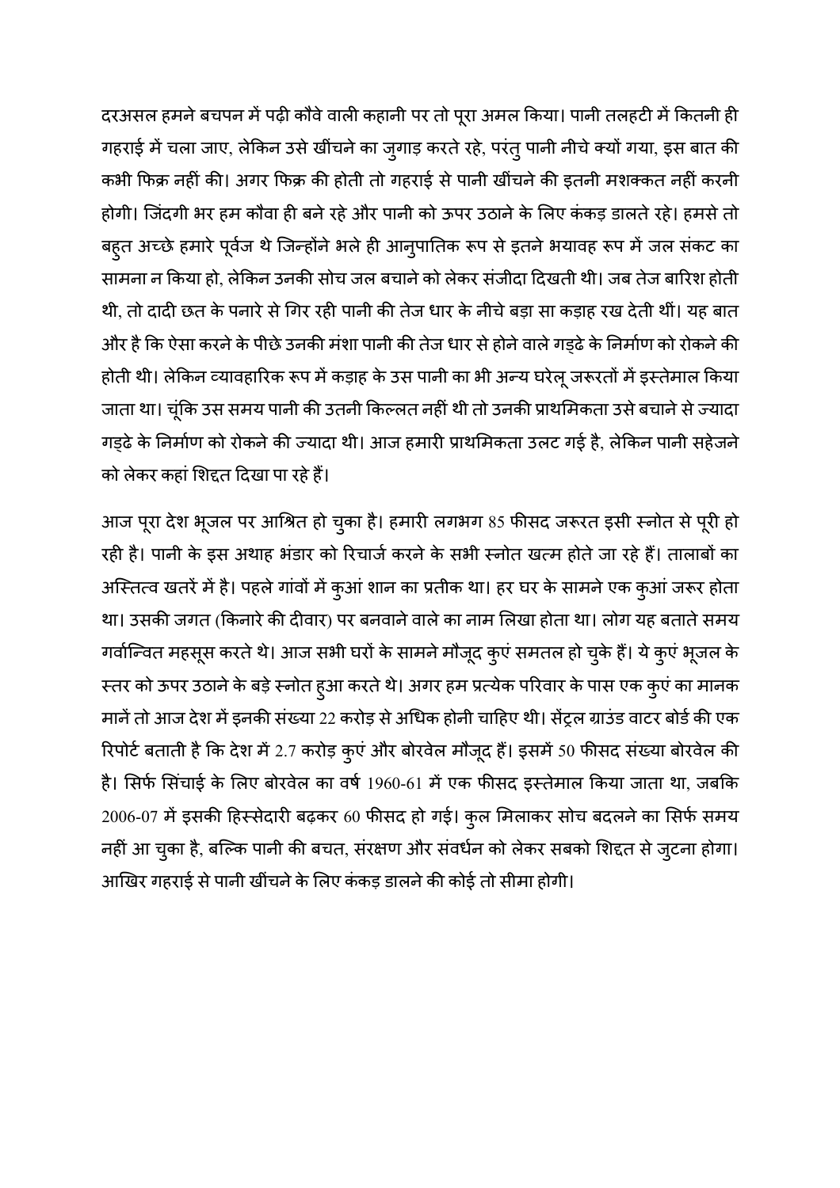दरअसल हमने बचपन में पढ़ी कौवे वाली कहानी पर तो पूरा अमल किया। पानी तलहटी में कितनी ही गहराई में चला जाए, लेकिन उसे खींचने का जुगाड़ करते रहे, परंतु पानी नीचे क्यों गया, इस बात की कभी फिक्र नहीं की। अगर फिक्र की होती तो गहराई से पानी खींचने की इतनी मशक्कत नहीं करनी होगी। जिंदगी भर हम कौवा ही बने रहे और पानी को ऊपर उठाने के लिए कंकड़ डालते रहे। हमसे तो बहुत अच्छे हमारे पूर्वज थे जिन्होंने भले ही आनुपातिक रूप से इतने भयावह रूप में जल संकट का सामना न किया हो, लेकिन उनकी सोच जल बचाने को लेकर संजीदा दिखती थी। जब तेज बारिश होती थी, तो दादी छत के पनारे से गिर रही पानी की तेज धार के नीचे बड़ा सा कड़ाह रख देती थीं। यह बात और है कि ऐसा करने के पीछे उनकी मंशा पानी की तेज धार से होने वाले गड्ढे के निर्माण को रोकने की होती थी। लेकिन व्यावहारिक रूप में कड़ाह के उस पानी का भी अन्य घरेलू जरूरतों में इस्तेमाल किया जाता था। चूंकि उस समय पानी की उतनी किल्लत नहीं थी तो उनकी प्राथमिकता उसे बचाने से ज्यादा गड्ढे के निर्माण को रोकने की ज्यादा थी। आज हमारी प्राथमिकता उलट गई है, लेकिन पानी सहेजने को लेकर कहां शिद्दत दिखा पा रहे हैं।

आज पूरा देश भूजल पर आश्रित हो चुका है। हमारी लगभग 85 फीसद जरूरत इसी स्नोत से पूरी हो रही है। पानी के इस अथाह भंडार को रिचार्ज करने के सभी स्नोत खत्म होते जा रहे हैं। तालाबों का अस्तित्व खतरें में है। पहले गांवों में कुआं शान का प्रतीक था। हर घर के सामने एक कुआं जरूर होता था। उसकी जगत (किनारे की दीवार) पर बनवाने वाले का नाम लिखा होता था। लोग यह बताते समय गर्वान्वित महसूस करते थे। आज सभी घरों के सामने मौजूद कुएं समतल हो चुके हैं। ये कुएं भूजल के स्तर को ऊपर उठाने के बड़े स्नोत हुआ करते थे। अगर हम प्रत्येक परिवार के पास एक कुएं का मानक मानें तो आज देश में इनकी संख्या 22 करोड़ से अधिक होनी चाहिए थी। सेंट्रल ग्राउंड वाटर बोर्ड की एक रिपोर्ट बताती है कि देश में 2.7 करोड़ कुएं और बोरवेल मौजूद हैं। इसमें 50 फीसद संख्या बोरवेल की है। सिर्फ सिंचाई के लिए बोरवेल का वर्ष 1960-61 में एक फीसद इस्तेमाल किया जाता था, जबकि 2006-07 में इसकी हिस्सेदारी बढ़कर 60 फीसद हो गई। कुल मिलाकर सोच बदलने का सिर्फ समय नहीं आ चुका है, बल्कि पानी की बचत, संरक्षण और संवर्धन को लेकर सबको शिद्दत से जुटना होगा। आखिर गहराई से पानी खींचने के लिए कंकड़ डालने की कोई तो सीमा होगी।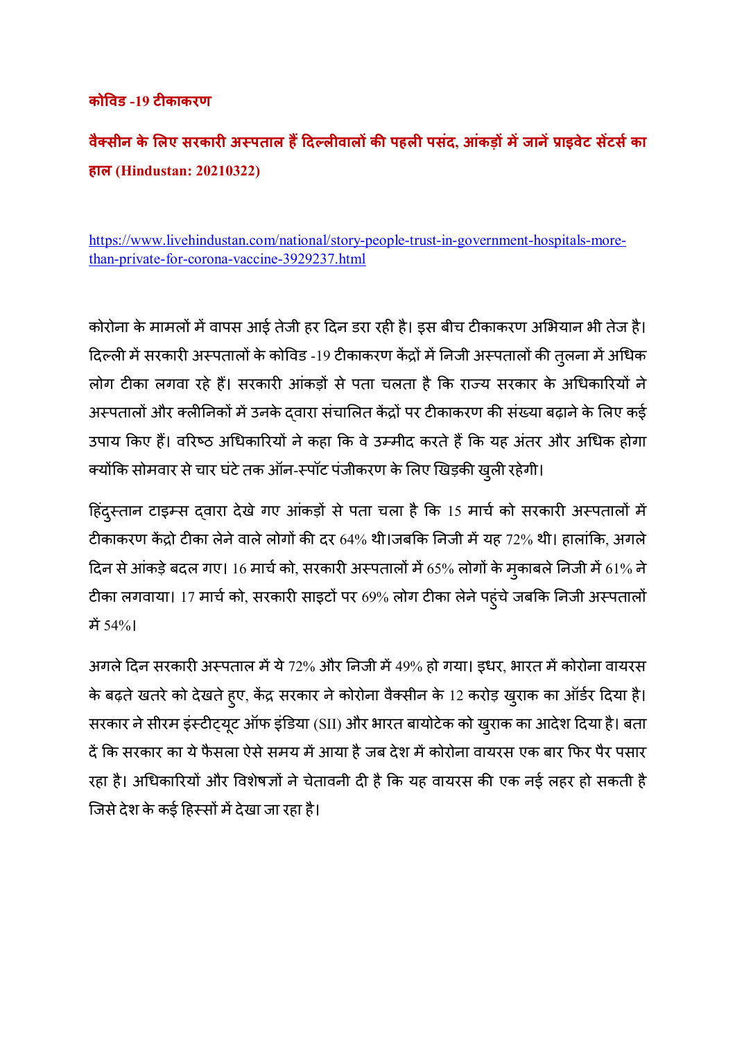**कोविड -19 टीकाकरण**

## वैक्सीन के लिए सरकारी अस्पताल हैं दिल्लीवालों की पहली पसंद, आंकड़ों में जानें प्राइवेट सेंटर्स का हाल (Hindustan: 20210322)

https://www.livehindustan.com/national/story-people-trust-in-government-hospitals-more-than-private-for-corona-vaccine-3929237.html

कोरोना के मामलों में वापस आई तेजी हर दिन डरा रही है। इस बीच टीकाकरण अभियान भी तेज है। दिल्ली में सरकारी अस्पतालों के कोविड -19 टीकाकरण केंद्रों में निजी अस्पतालों की तुलना में अधिक लोग टीका लगवा रहे हैं। सरकारी आंकड़ों से पता चलता है कि राज्य सरकार के अधिकारियों ने अस्पतालों और क्लीनिकों में उनके द्वारा संचालित केंद्रों पर टीकाकरण की संख्या बढ़ाने के लिए कई उपाय किए हैं। वरिष्ठ अधिकारियों ने कहा कि वे उम्मीद करते हैं कि यह अंतर और अधिक होगा क्योंकि सोमवार से चार घंटे तक ऑन-स्पॉट पंजीकरण के लिए खिड़की खुली रहेगी।

हिंदुस्तान टाइम्स द्वारा देखे गए आंकड़ों से पता चला है कि 15 मार्च को सरकारी अस्पतालों में टीकाकरण केंद्रो टीका लेने वाले लोगों की दर 64% थी।जबकि निजी में यह 72% थी। हालांकि, अगले दिन से आंकड़े बदल गए। 16 मार्च को, सरकारी अस्पतालों में 65% लोगों के मुकाबले निजी में 61% ने टीका लगवाया। 17 मार्च को, सरकारी साइटों पर 69% लोग टीका लेने पहुंचे जबकि निजी अस्पतालों में 54%।

अगले दिन सरकारी अस्पताल में ये 72% और निजी में 49% हो गया। इधर, भारत में कोरोना वायरस के बढ़ते खतरे को देखते हुए, केंद्र सरकार ने कोरोना वैक्सीन के 12 करोड़ खुराक का ऑर्डर दिया है। सरकार ने सीरम इंस्टीट्यूट ऑफ इंडिया (SII) और भारत बायोटेक को खुराक का आदेश दिया है। बता दें कि सरकार का ये फैसला ऐसे समय में आया है जब देश में कोरोना वायरस एक बार फिर पैर पसार रहा है। अधिकारियों और विशेषज्ञों ने चेतावनी दी है कि यह वायरस की एक नई लहर हो सकती है जिसे देश के कई हिस्सों में देखा जा रहा है।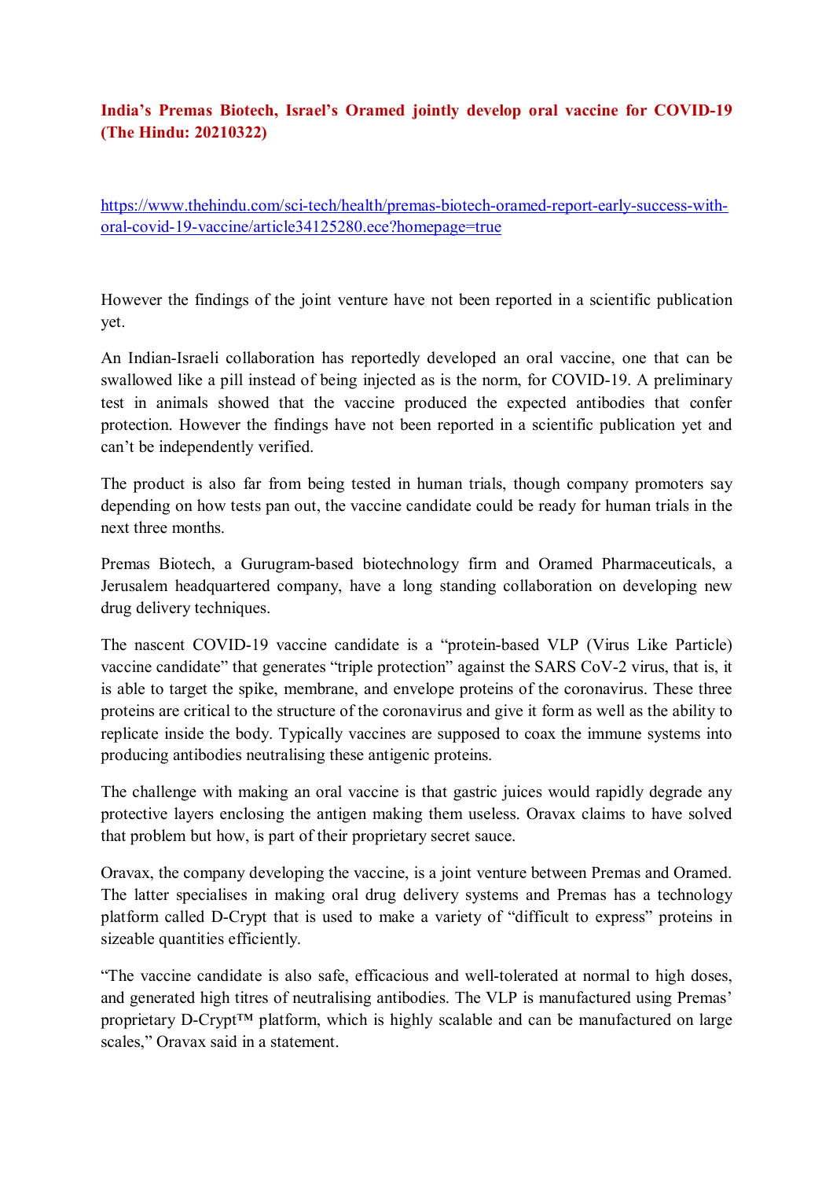**India's Premas Biotech, Israel's Oramed jointly develop oral vaccine for COVID-19 (The Hindu: 20210322)**

https://www.thehindu.com/sci-tech/health/premas-biotech-oramed-report-early-success-with-oral-covid-19-vaccine/article34125280.ece?homepage=true

However the findings of the joint venture have not been reported in a scientific publication yet.

An Indian-Israeli collaboration has reportedly developed an oral vaccine, one that can be swallowed like a pill instead of being injected as is the norm, for COVID-19. A preliminary test in animals showed that the vaccine produced the expected antibodies that confer protection. However the findings have not been reported in a scientific publication yet and can't be independently verified.

The product is also far from being tested in human trials, though company promoters say depending on how tests pan out, the vaccine candidate could be ready for human trials in the next three months.

Premas Biotech, a Gurugram-based biotechnology firm and Oramed Pharmaceuticals, a Jerusalem headquartered company, have a long standing collaboration on developing new drug delivery techniques.

The nascent COVID-19 vaccine candidate is a "protein-based VLP (Virus Like Particle) vaccine candidate" that generates "triple protection" against the SARS CoV-2 virus, that is, it is able to target the spike, membrane, and envelope proteins of the coronavirus. These three proteins are critical to the structure of the coronavirus and give it form as well as the ability to replicate inside the body. Typically vaccines are supposed to coax the immune systems into producing antibodies neutralising these antigenic proteins.

The challenge with making an oral vaccine is that gastric juices would rapidly degrade any protective layers enclosing the antigen making them useless. Oravax claims to have solved that problem but how, is part of their proprietary secret sauce.

Oravax, the company developing the vaccine, is a joint venture between Premas and Oramed. The latter specialises in making oral drug delivery systems and Premas has a technology platform called D-Crypt that is used to make a variety of "difficult to express" proteins in sizeable quantities efficiently.

"The vaccine candidate is also safe, efficacious and well-tolerated at normal to high doses, and generated high titres of neutralising antibodies. The VLP is manufactured using Premas' proprietary D-Crypt™ platform, which is highly scalable and can be manufactured on large scales," Oravax said in a statement.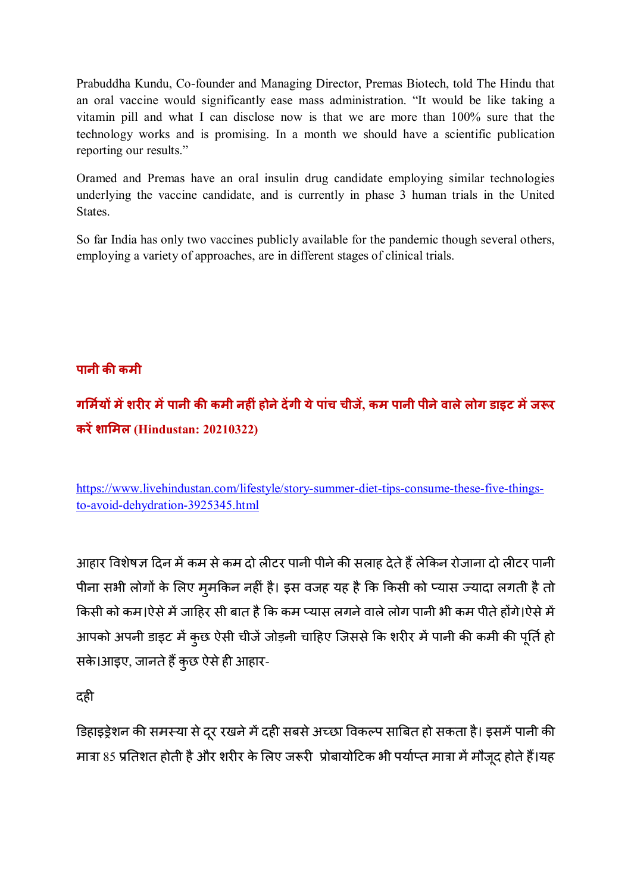Prabuddha Kundu, Co-founder and Managing Director, Premas Biotech, told The Hindu that an oral vaccine would significantly ease mass administration. "It would be like taking a vitamin pill and what I can disclose now is that we are more than 100% sure that the technology works and is promising. In a month we should have a scientific publication reporting our results."

Oramed and Premas have an oral insulin drug candidate employing similar technologies underlying the vaccine candidate, and is currently in phase 3 human trials in the United States.

So far India has only two vaccines publicly available for the pandemic though several others, employing a variety of approaches, are in different stages of clinical trials.

## पानी की कमी

## गर्मियों में शरीर में पानी की कमी नहीं होने देंगी ये पांच चीजें, कम पानी पीने वाले लोग डाइट में जरूर करें शामिल (Hindustan: 20210322)

https://www.livehindustan.com/lifestyle/story-summer-diet-tips-consume-these-five-things-to-avoid-dehydration-3925345.html

आहार विशेषज्ञ दिन में कम से कम दो लीटर पानी पीने की सलाह देते हैं लेकिन रोजाना दो लीटर पानी पीना सभी लोगों के लिए मुमकिन नहीं है। इस वजह यह है कि किसी को प्यास ज्यादा लगती है तो किसी को कम।ऐसे में जाहिर सी बात है कि कम प्यास लगने वाले लोग पानी भी कम पीते होंगे।ऐसे में आपको अपनी डाइट में कुछ ऐसी चीजें जोड़नी चाहिए जिससे कि शरीर में पानी की कमी की पूर्ति हो सके।आइए, जानते हैं कुछ ऐसे ही आहार-

दही

डिहाइड्रेशन की समस्या से दूर रखने में दही सबसे अच्छा विकल्प साबित हो सकता है। इसमें पानी की मात्रा 85 प्रतिशत होती है और शरीर के लिए जरूरी प्रोबायोटिक भी पर्याप्त मात्रा में मौजूद होते हैं।यह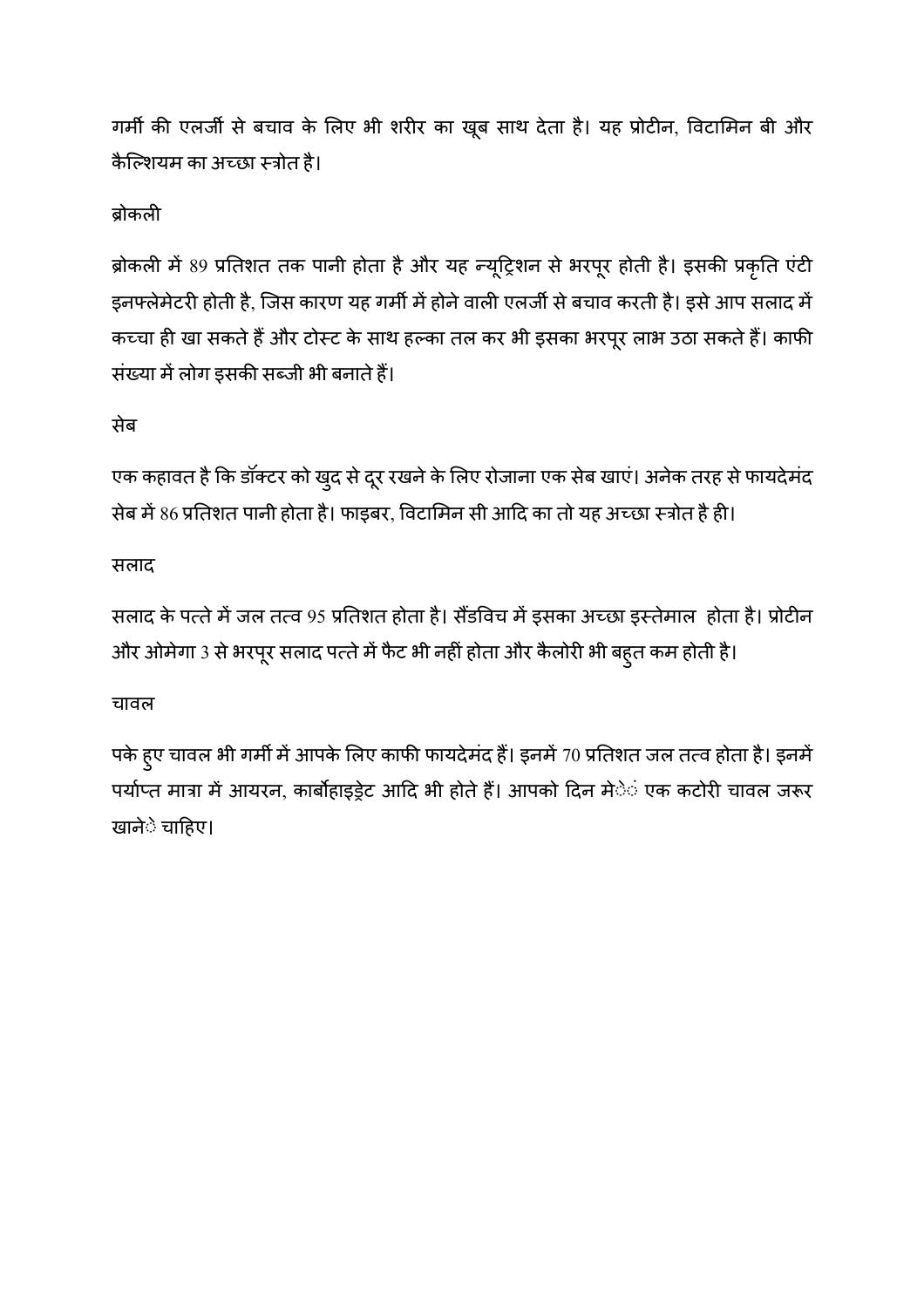गर्मी की एलर्जी से बचाव के लिए भी शरीर का खूब साथ देता है। यह प्रोटीन, विटामिन बी और कैल्शियम का अच्छा स्त्रोत है।

ब्रोकली

ब्रोकली में 89 प्रतिशत तक पानी होता है और यह न्यूट्रिशन से भरपूर होती है। इसकी प्रकृति एंटी इनफ्लेमेटरी होती है, जिस कारण यह गर्मी में होने वाली एलर्जी से बचाव करती है। इसे आप सलाद में कच्चा ही खा सकते हैं और टोस्ट के साथ हल्का तल कर भी इसका भरपूर लाभ उठा सकते हैं। काफी संख्या में लोग इसकी सब्जी भी बनाते हैं।

सेब

एक कहावत है कि डॉक्टर को खुद से दूर रखने के लिए रोजाना एक सेब खाएं। अनेक तरह से फायदेमंद सेब में 86 प्रतिशत पानी होता है। फाइबर, विटामिन सी आदि का तो यह अच्छा स्त्रोत है ही।

सलाद

सलाद के पत्ते में जल तत्व 95 प्रतिशत होता है। सैंडविच में इसका अच्छा इस्तेमाल होता है। प्रोटीन और ओमेगा 3 से भरपूर सलाद पत्ते में फैट भी नहीं होता और कैलोरी भी बहुत कम होती है।

चावल

पके हुए चावल भी गर्मी में आपके लिए काफी फायदेमंद हैं। इनमें 70 प्रतिशत जल तत्व होता है। इनमें पर्याप्त मात्रा में आयरन, कार्बोहाइड्रेट आदि भी होते हैं। आपको दिन मेंें एक कटोरी चावल जरूर खानेे चाहिए।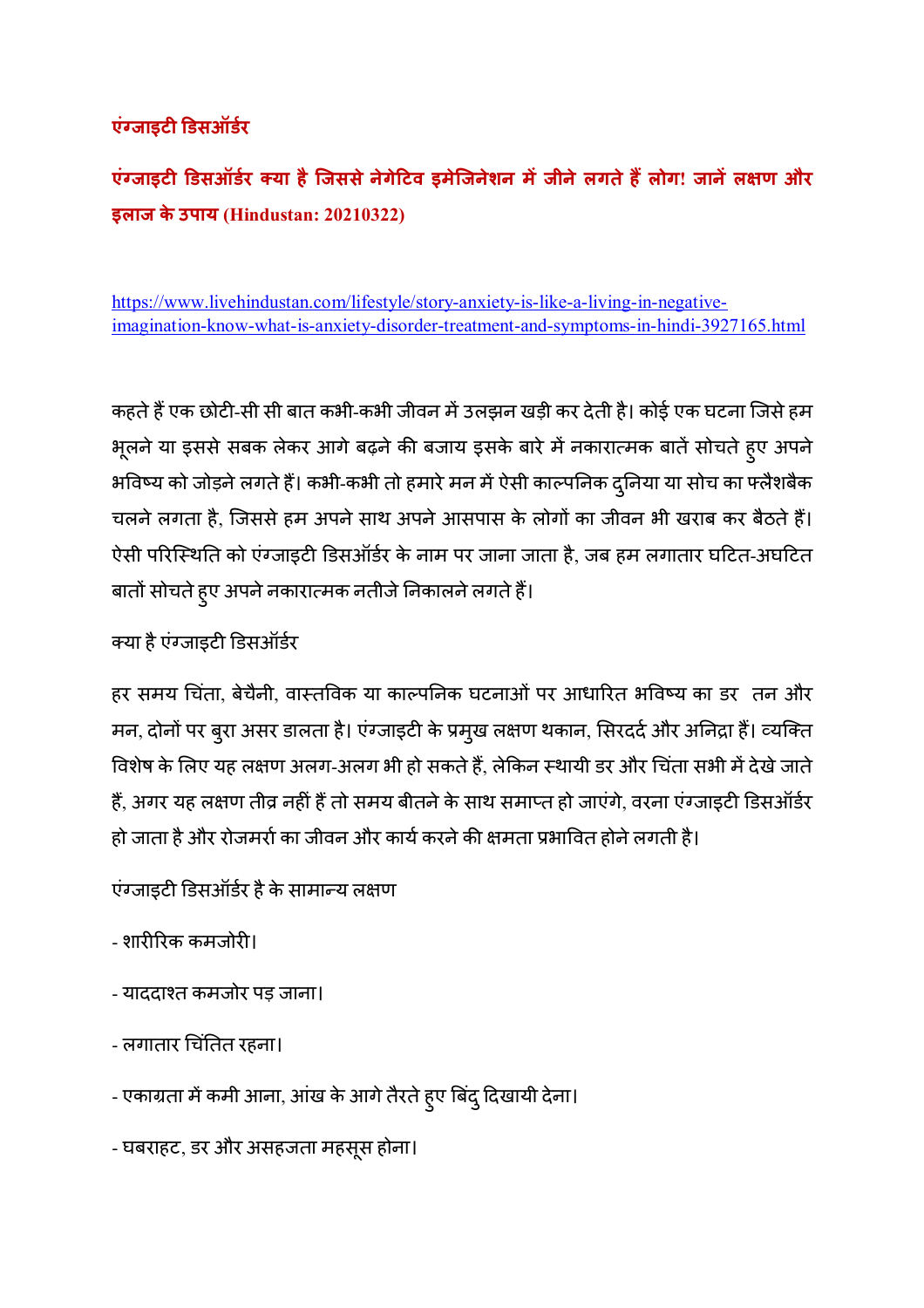## एंग्जाइटी डिसऑर्डर

### एंग्जाइटी डिसऑर्डर क्या है जिससे नेगेटिव इमेजिनेशन में जीने लगते हैं लोग! जानें लक्षण और इलाज के उपाय (Hindustan: 20210322)

https://www.livehindustan.com/lifestyle/story-anxiety-is-like-a-living-in-negative-imagination-know-what-is-anxiety-disorder-treatment-and-symptoms-in-hindi-3927165.html

कहते हैं एक छोटी-सी सी बात कभी-कभी जीवन में उलझन खड़ी कर देती है। कोई एक घटना जिसे हम भूलने या इससे सबक लेकर आगे बढ़ने की बजाय इसके बारे में नकारात्मक बातें सोचते हुए अपने भविष्य को जोड़ने लगते हैं। कभी-कभी तो हमारे मन में ऐसी काल्पनिक दुनिया या सोच का फ्लैशबैक चलने लगता है, जिससे हम अपने साथ अपने आसपास के लोगों का जीवन भी खराब कर बैठते हैं। ऐसी परिस्थिति को एंग्जाइटी डिसऑर्डर के नाम पर जाना जाता है, जब हम लगातार घटित-अघटित बातों सोचते हुए अपने नकारात्मक नतीजे निकालने लगते हैं।

क्या है एंग्जाइटी डिसऑर्डर

हर समय चिंता, बेचैनी, वास्तविक या काल्पनिक घटनाओं पर आधारित भविष्य का डर तन और मन, दोनों पर बुरा असर डालता है। एंग्जाइटी के प्रमुख लक्षण थकान, सिरदर्द और अनिद्रा हैं। व्यक्ति विशेष के लिए यह लक्षण अलग-अलग भी हो सकते हैं, लेकिन स्थायी डर और चिंता सभी में देखे जाते हैं, अगर यह लक्षण तीव्र नहीं हैं तो समय बीतने के साथ समाप्त हो जाएंगे, वरना एंग्जाइटी डिसऑर्डर हो जाता है और रोजमर्रा का जीवन और कार्य करने की क्षमता प्रभावित होने लगती है।

एंग्जाइटी डिसऑर्डर है के सामान्य लक्षण

- शारीरिक कमजोरी।
- याददाश्त कमजोर पड़ जाना।
- लगातार चिंतित रहना।
- एकाग्रता में कमी आना, आंख के आगे तैरते हुए बिंदु दिखायी देना।
- घबराहट, डर और असहजता महसूस होना।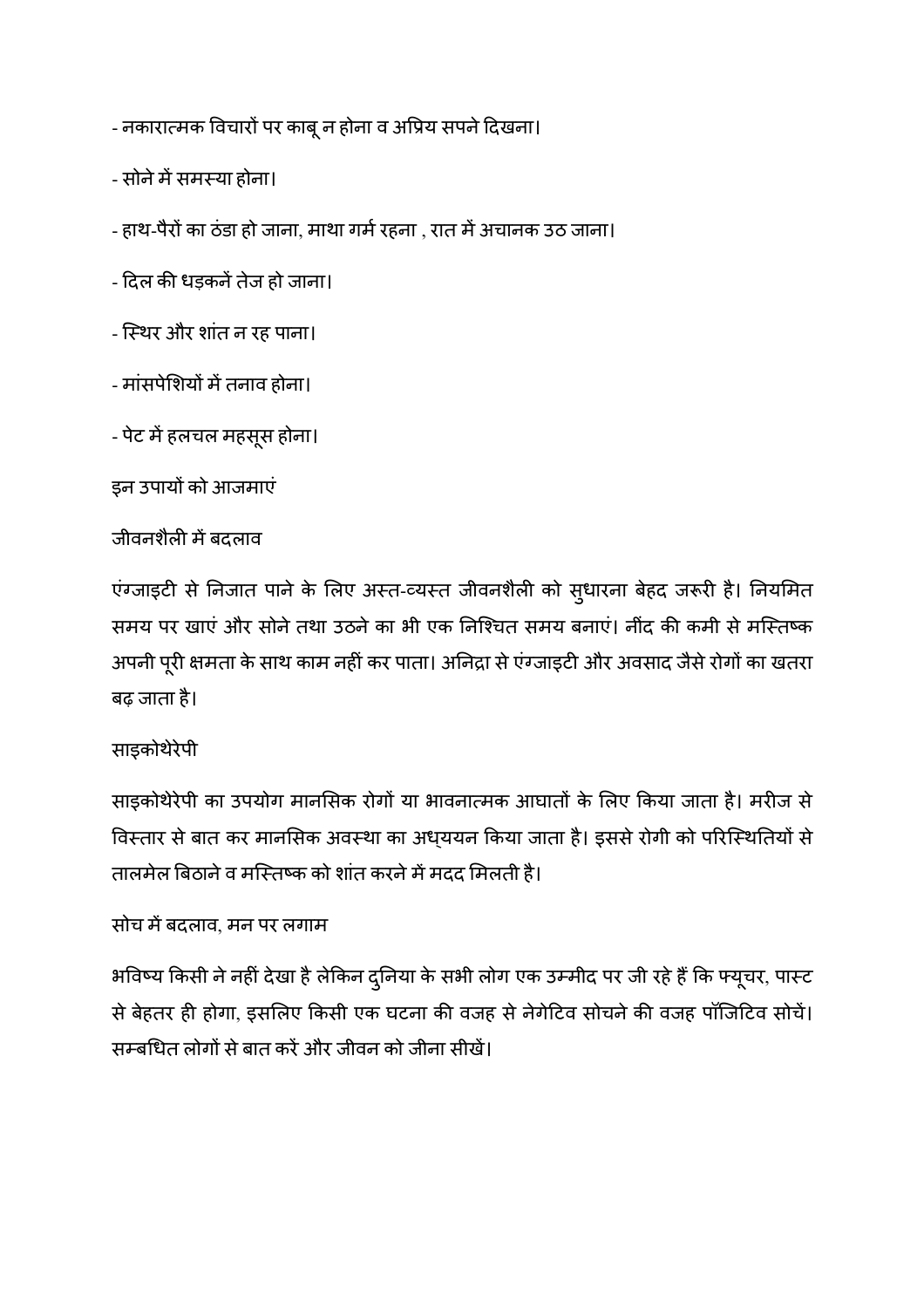- नकारात्मक विचारों पर काबू न होना व अप्रिय सपने दिखना।

- सोने में समस्या होना।

- हाथ-पैरों का ठंडा हो जाना, माथा गर्म रहना , रात में अचानक उठ जाना।

- दिल की धड़कनें तेज हो जाना।

- स्थिर और शांत न रह पाना।

- मांसपेशियों में तनाव होना।

- पेट में हलचल महसूस होना।

इन उपायों को आजमाएं

जीवनशैली में बदलाव

एंग्जाइटी से निजात पाने के लिए अस्त-व्यस्त जीवनशैली को सुधारना बेहद जरूरी है। नियमित समय पर खाएं और सोने तथा उठने का भी एक निश्चित समय बनाएं। नींद की कमी से मस्तिष्क अपनी पूरी क्षमता के साथ काम नहीं कर पाता। अनिद्रा से एंग्जाइटी और अवसाद जैसे रोगों का खतरा बढ़ जाता है।

साइकोथेरेपी

साइकोथेरेपी का उपयोग मानसिक रोगों या भावनात्मक आघातों के लिए किया जाता है। मरीज से विस्तार से बात कर मानसिक अवस्था का अध्ययन किया जाता है। इससे रोगी को परिस्थितियों से तालमेल बिठाने व मस्तिष्क को शांत करने में मदद मिलती है।

सोच में बदलाव, मन पर लगाम

भविष्य किसी ने नहीं देखा है लेकिन दुनिया के सभी लोग एक उम्मीद पर जी रहे हैं कि फ्यूचर, पास्ट से बेहतर ही होगा, इसलिए किसी एक घटना की वजह से नेगेटिव सोचने की वजह पॉजिटिव सोचें। सम्बधित लोगों से बात करें और जीवन को जीना सीखें।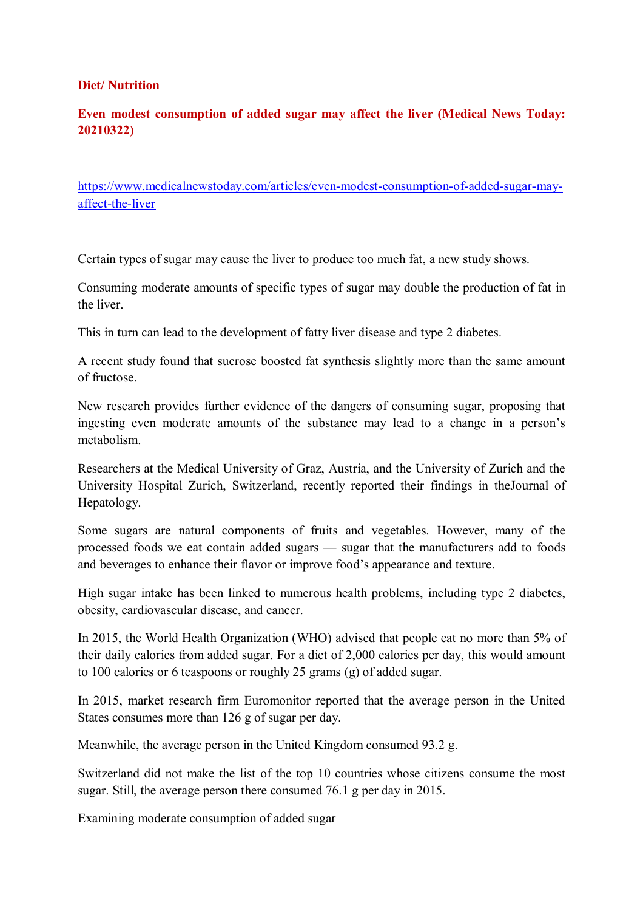**Diet/ Nutrition**

**Even modest consumption of added sugar may affect the liver (Medical News Today: 20210322)**

https://www.medicalnewstoday.com/articles/even-modest-consumption-of-added-sugar-may-affect-the-liver

Certain types of sugar may cause the liver to produce too much fat, a new study shows.

Consuming moderate amounts of specific types of sugar may double the production of fat in the liver.

This in turn can lead to the development of fatty liver disease and type 2 diabetes.

A recent study found that sucrose boosted fat synthesis slightly more than the same amount of fructose.

New research provides further evidence of the dangers of consuming sugar, proposing that ingesting even moderate amounts of the substance may lead to a change in a person's metabolism.

Researchers at the Medical University of Graz, Austria, and the University of Zurich and the University Hospital Zurich, Switzerland, recently reported their findings in theJournal of Hepatology.

Some sugars are natural components of fruits and vegetables. However, many of the processed foods we eat contain added sugars — sugar that the manufacturers add to foods and beverages to enhance their flavor or improve food's appearance and texture.

High sugar intake has been linked to numerous health problems, including type 2 diabetes, obesity, cardiovascular disease, and cancer.

In 2015, the World Health Organization (WHO) advised that people eat no more than 5% of their daily calories from added sugar. For a diet of 2,000 calories per day, this would amount to 100 calories or 6 teaspoons or roughly 25 grams (g) of added sugar.

In 2015, market research firm Euromonitor reported that the average person in the United States consumes more than 126 g of sugar per day.

Meanwhile, the average person in the United Kingdom consumed 93.2 g.

Switzerland did not make the list of the top 10 countries whose citizens consume the most sugar. Still, the average person there consumed 76.1 g per day in 2015.

Examining moderate consumption of added sugar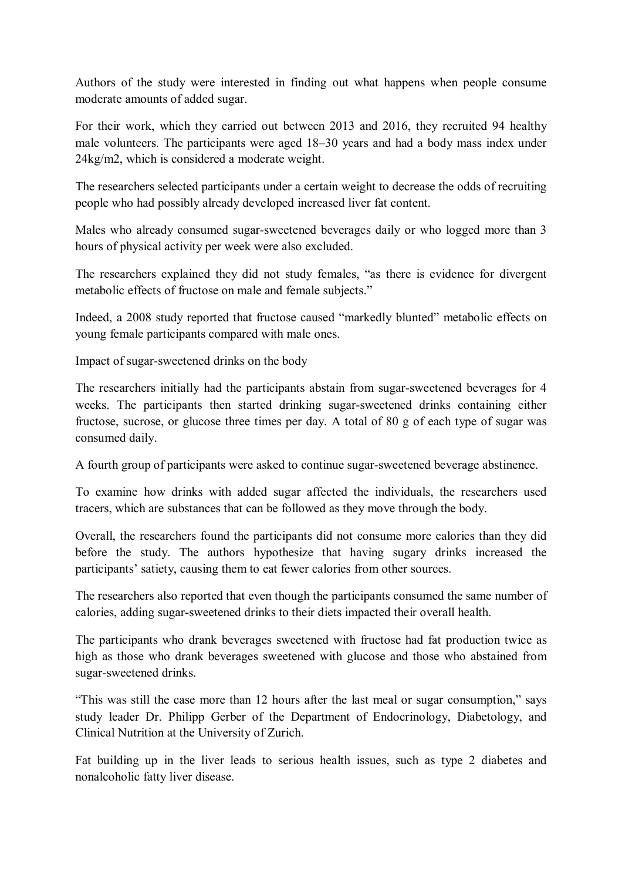Authors of the study were interested in finding out what happens when people consume moderate amounts of added sugar.

For their work, which they carried out between 2013 and 2016, they recruited 94 healthy male volunteers. The participants were aged 18–30 years and had a body mass index under 24kg/m2, which is considered a moderate weight.

The researchers selected participants under a certain weight to decrease the odds of recruiting people who had possibly already developed increased liver fat content.

Males who already consumed sugar-sweetened beverages daily or who logged more than 3 hours of physical activity per week were also excluded.

The researchers explained they did not study females, "as there is evidence for divergent metabolic effects of fructose on male and female subjects."

Indeed, a 2008 study reported that fructose caused "markedly blunted" metabolic effects on young female participants compared with male ones.

Impact of sugar-sweetened drinks on the body

The researchers initially had the participants abstain from sugar-sweetened beverages for 4 weeks. The participants then started drinking sugar-sweetened drinks containing either fructose, sucrose, or glucose three times per day. A total of 80 g of each type of sugar was consumed daily.

A fourth group of participants were asked to continue sugar-sweetened beverage abstinence.

To examine how drinks with added sugar affected the individuals, the researchers used tracers, which are substances that can be followed as they move through the body.

Overall, the researchers found the participants did not consume more calories than they did before the study. The authors hypothesize that having sugary drinks increased the participants' satiety, causing them to eat fewer calories from other sources.

The researchers also reported that even though the participants consumed the same number of calories, adding sugar-sweetened drinks to their diets impacted their overall health.

The participants who drank beverages sweetened with fructose had fat production twice as high as those who drank beverages sweetened with glucose and those who abstained from sugar-sweetened drinks.

"This was still the case more than 12 hours after the last meal or sugar consumption," says study leader Dr. Philipp Gerber of the Department of Endocrinology, Diabetology, and Clinical Nutrition at the University of Zurich.

Fat building up in the liver leads to serious health issues, such as type 2 diabetes and nonalcoholic fatty liver disease.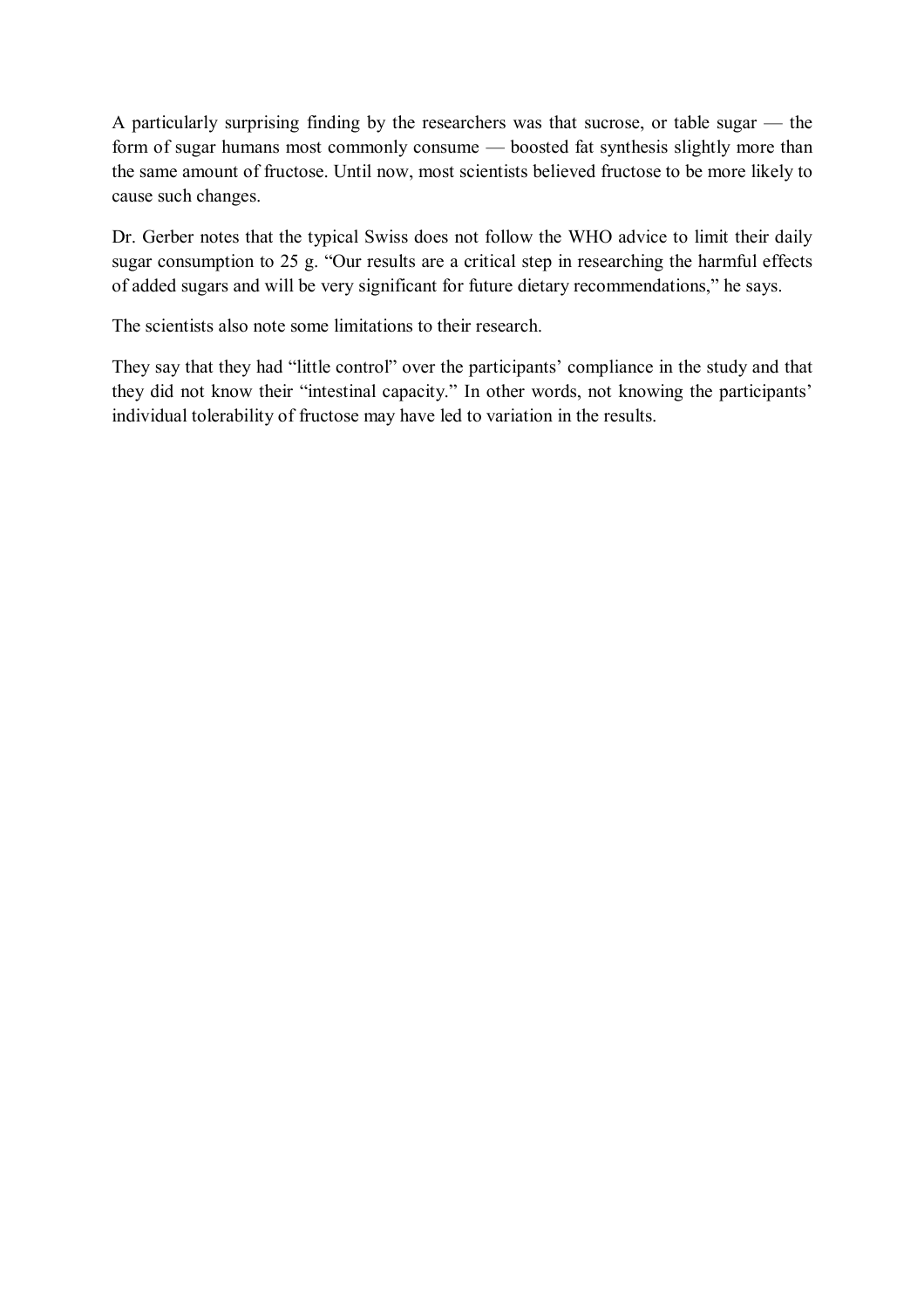A particularly surprising finding by the researchers was that sucrose, or table sugar — the form of sugar humans most commonly consume — boosted fat synthesis slightly more than the same amount of fructose. Until now, most scientists believed fructose to be more likely to cause such changes.

Dr. Gerber notes that the typical Swiss does not follow the WHO advice to limit their daily sugar consumption to 25 g. “Our results are a critical step in researching the harmful effects of added sugars and will be very significant for future dietary recommendations,” he says.

The scientists also note some limitations to their research.

They say that they had “little control” over the participants’ compliance in the study and that they did not know their “intestinal capacity.” In other words, not knowing the participants’ individual tolerability of fructose may have led to variation in the results.